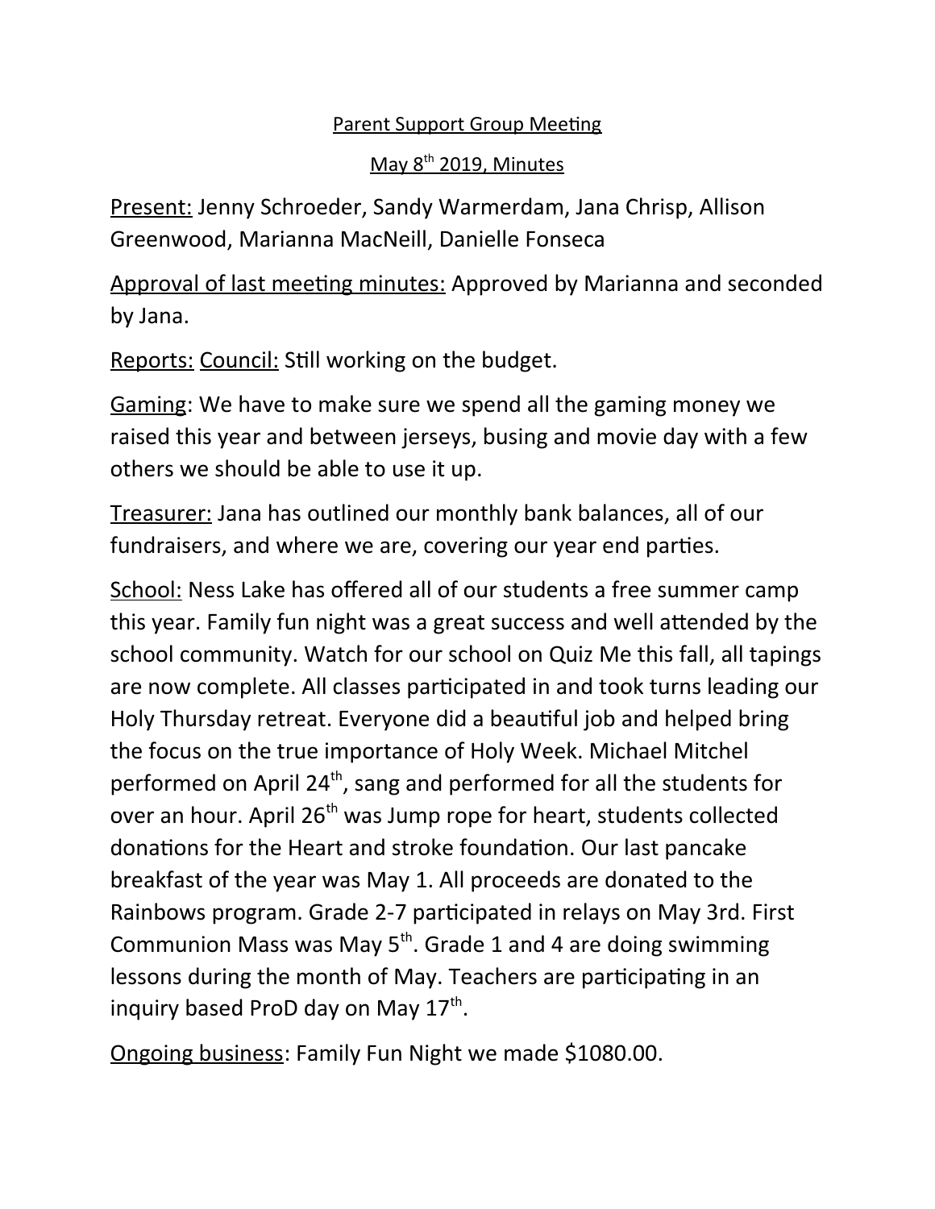# Parent Support Group Meeting

## May 8th 2019, Minutes

Present: Jenny Schroeder, Sandy Warmerdam, Jana Chrisp, Allison Greenwood, Marianna MacNeill, Danielle Fonseca

Approval of last meeting minutes: Approved by Marianna and seconded by Jana.

Reports: Council: Still working on the budget.

Gaming: We have to make sure we spend all the gaming money we raised this year and between jerseys, busing and movie day with a few others we should be able to use it up.

Treasurer: Jana has outlined our monthly bank balances, all of our fundraisers, and where we are, covering our year end parties.

School: Ness Lake has offered all of our students a free summer camp this year. Family fun night was a great success and well attended by the school community. Watch for our school on Quiz Me this fall, all tapings are now complete. All classes participated in and took turns leading our Holy Thursday retreat. Everyone did a beautiful job and helped bring the focus on the true importance of Holy Week. Michael Mitchel performed on April 24th, sang and performed for all the students for over an hour. April 26th was Jump rope for heart, students collected donations for the Heart and stroke foundation. Our last pancake breakfast of the year was May 1. All proceeds are donated to the Rainbows program. Grade 2-7 participated in relays on May 3rd. First Communion Mass was May 5th. Grade 1 and 4 are doing swimming lessons during the month of May. Teachers are participating in an inquiry based ProD day on May 17th.

Ongoing business: Family Fun Night we made $1080.00.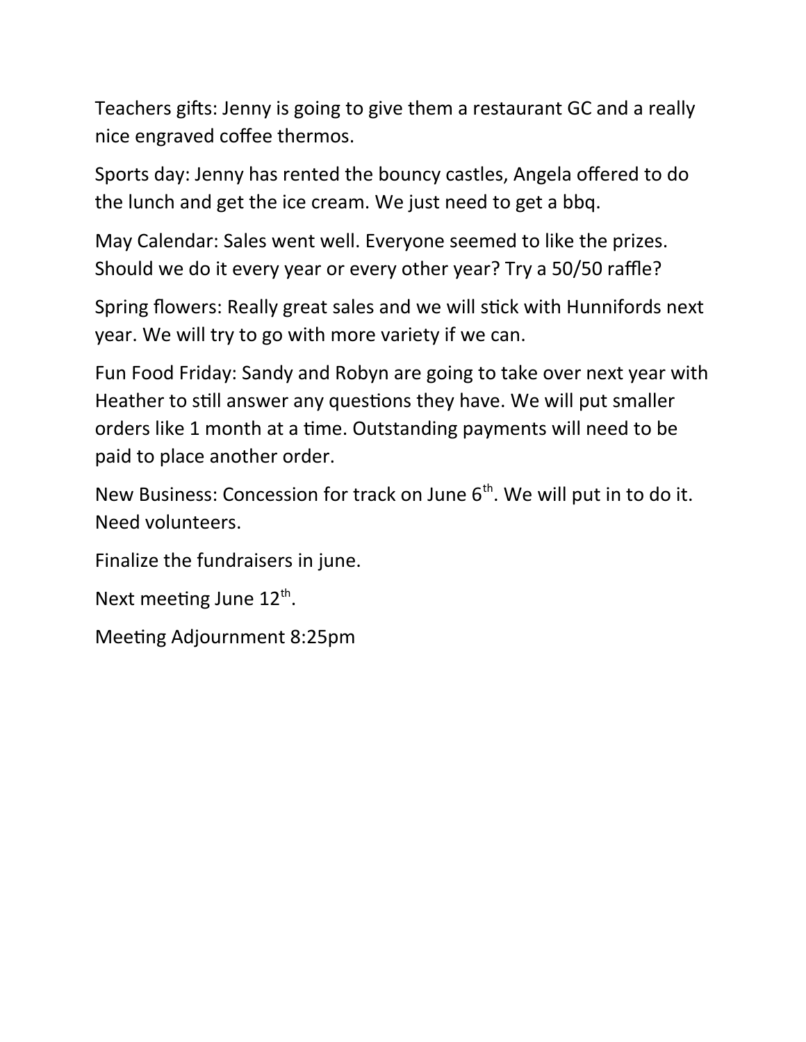Teachers gifts: Jenny is going to give them a restaurant GC and a really nice engraved coffee thermos.

Sports day: Jenny has rented the bouncy castles, Angela offered to do the lunch and get the ice cream. We just need to get a bbq.

May Calendar: Sales went well. Everyone seemed to like the prizes. Should we do it every year or every other year? Try a 50/50 raffle?

Spring flowers: Really great sales and we will stick with Hunnifords next year. We will try to go with more variety if we can.

Fun Food Friday: Sandy and Robyn are going to take over next year with Heather to still answer any questions they have. We will put smaller orders like 1 month at a time. Outstanding payments will need to be paid to place another order.

New Business: Concession for track on June 6th. We will put in to do it. Need volunteers.

Finalize the fundraisers in june.

Next meeting June 12th.

Meeting Adjournment 8:25pm